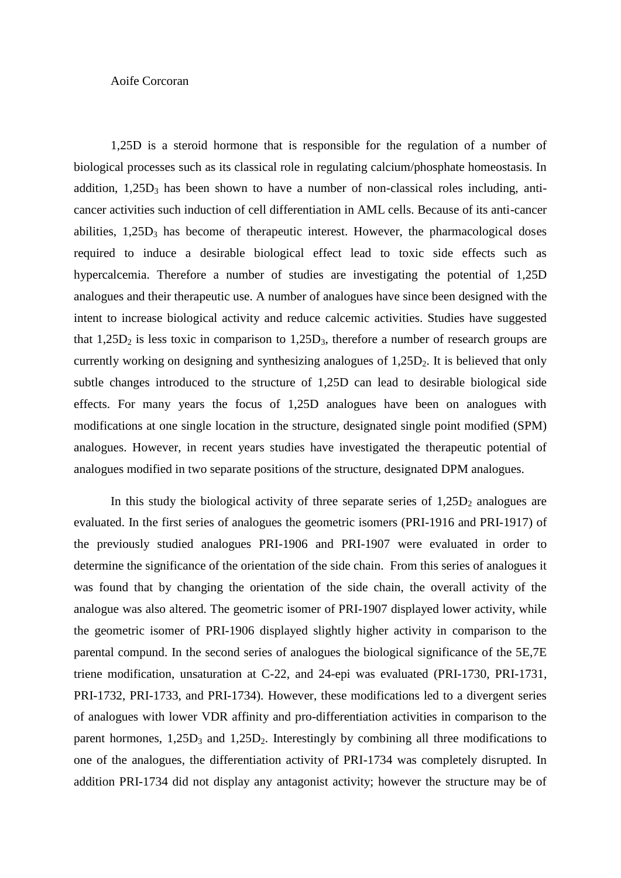Aoife Corcoran

1,25D is a steroid hormone that is responsible for the regulation of a number of biological processes such as its classical role in regulating calcium/phosphate homeostasis. In addition, $1,25D_3$ has been shown to have a number of non-classical roles including, anti-cancer activities such induction of cell differentiation in AML cells. Because of its anti-cancer abilities, $1,25D_3$ has become of therapeutic interest. However, the pharmacological doses required to induce a desirable biological effect lead to toxic side effects such as hypercalcemia. Therefore a number of studies are investigating the potential of 1,25D analogues and their therapeutic use. A number of analogues have since been designed with the intent to increase biological activity and reduce calcemic activities. Studies have suggested that $1,25D_2$ is less toxic in comparison to $1,25D_3$, therefore a number of research groups are currently working on designing and synthesizing analogues of $1,25D_2$. It is believed that only subtle changes introduced to the structure of 1,25D can lead to desirable biological side effects. For many years the focus of 1,25D analogues have been on analogues with modifications at one single location in the structure, designated single point modified (SPM) analogues. However, in recent years studies have investigated the therapeutic potential of analogues modified in two separate positions of the structure, designated DPM analogues.

In this study the biological activity of three separate series of $1,25D_2$ analogues are evaluated. In the first series of analogues the geometric isomers (PRI-1916 and PRI-1917) of the previously studied analogues PRI-1906 and PRI-1907 were evaluated in order to determine the significance of the orientation of the side chain. From this series of analogues it was found that by changing the orientation of the side chain, the overall activity of the analogue was also altered. The geometric isomer of PRI-1907 displayed lower activity, while the geometric isomer of PRI-1906 displayed slightly higher activity in comparison to the parental compund. In the second series of analogues the biological significance of the 5E,7E triene modification, unsaturation at C-22, and 24-epi was evaluated (PRI-1730, PRI-1731, PRI-1732, PRI-1733, and PRI-1734). However, these modifications led to a divergent series of analogues with lower VDR affinity and pro-differentiation activities in comparison to the parent hormones, $1,25D_3$ and $1,25D_2$. Interestingly by combining all three modifications to one of the analogues, the differentiation activity of PRI-1734 was completely disrupted. In addition PRI-1734 did not display any antagonist activity; however the structure may be of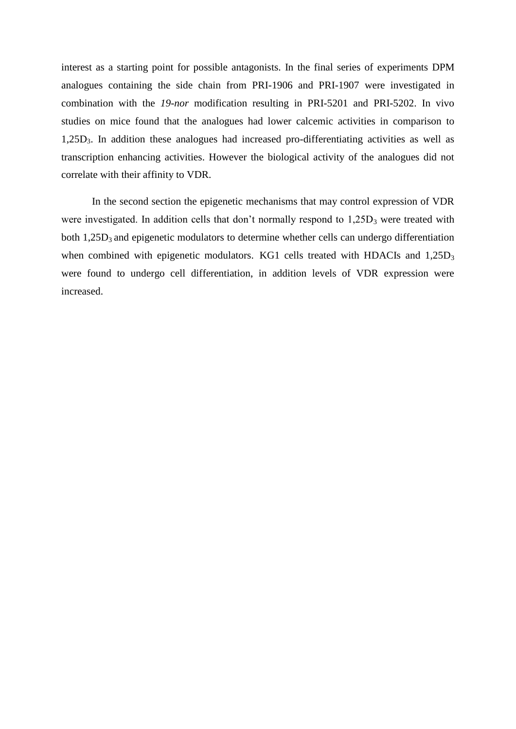interest as a starting point for possible antagonists. In the final series of experiments DPM analogues containing the side chain from PRI-1906 and PRI-1907 were investigated in combination with the *19-nor* modification resulting in PRI-5201 and PRI-5202. In vivo studies on mice found that the analogues had lower calcemic activities in comparison to 1,25$D_3$. In addition these analogues had increased pro-differentiating activities as well as transcription enhancing activities. However the biological activity of the analogues did not correlate with their affinity to VDR.

In the second section the epigenetic mechanisms that may control expression of VDR were investigated. In addition cells that don't normally respond to 1,25$D_3$ were treated with both 1,25$D_3$ and epigenetic modulators to determine whether cells can undergo differentiation when combined with epigenetic modulators. KG1 cells treated with HDACIs and 1,25$D_3$ were found to undergo cell differentiation, in addition levels of VDR expression were increased.